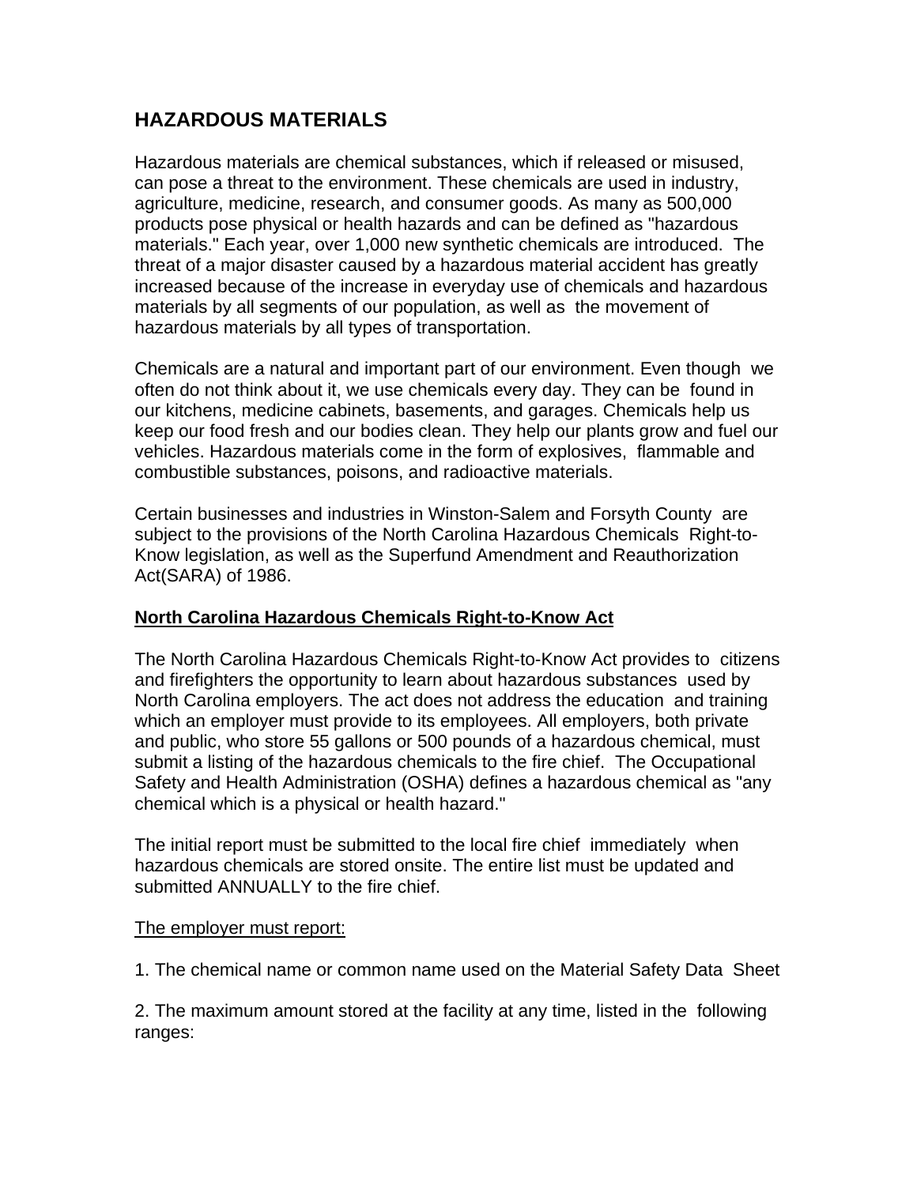# HAZARDOUS MATERIALS

Hazardous materials are chemical substances, which if released or misused, can pose a threat to the environment. These chemicals are used in industry, agriculture, medicine, research, and consumer goods. As many as 500,000 products pose physical or health hazards and can be defined as "hazardous materials." Each year, over 1,000 new synthetic chemicals are introduced. The threat of a major disaster caused by a hazardous material accident has greatly increased because of the increase in everyday use of chemicals and hazardous materials by all segments of our population, as well as the movement of hazardous materials by all types of transportation.

Chemicals are a natural and important part of our environment. Even though we often do not think about it, we use chemicals every day. They can be found in our kitchens, medicine cabinets, basements, and garages. Chemicals help us keep our food fresh and our bodies clean. They help our plants grow and fuel our vehicles. Hazardous materials come in the form of explosives, flammable and combustible substances, poisons, and radioactive materials.

Certain businesses and industries in Winston-Salem and Forsyth County are subject to the provisions of the North Carolina Hazardous Chemicals Right-to-Know legislation, as well as the Superfund Amendment and Reauthorization Act(SARA) of 1986.

## North Carolina Hazardous Chemicals Right-to-Know Act

The North Carolina Hazardous Chemicals Right-to-Know Act provides to citizens and firefighters the opportunity to learn about hazardous substances used by North Carolina employers. The act does not address the education and training which an employer must provide to its employees. All employers, both private and public, who store 55 gallons or 500 pounds of a hazardous chemical, must submit a listing of the hazardous chemicals to the fire chief. The Occupational Safety and Health Administration (OSHA) defines a hazardous chemical as "any chemical which is a physical or health hazard."

The initial report must be submitted to the local fire chief immediately when hazardous chemicals are stored onsite. The entire list must be updated and submitted ANNUALLY to the fire chief.

The employer must report:

1. The chemical name or common name used on the Material Safety Data Sheet

2. The maximum amount stored at the facility at any time, listed in the following ranges: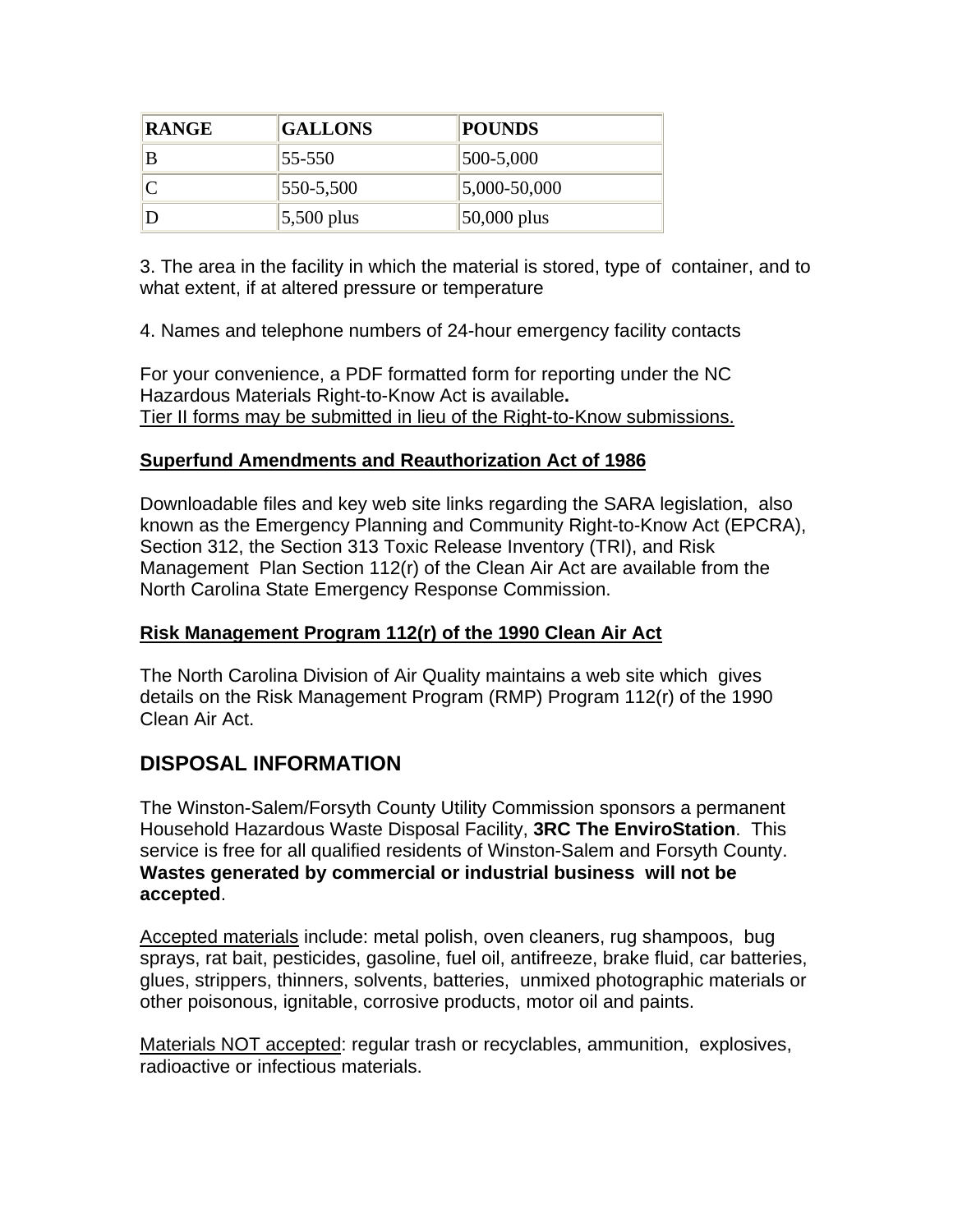| RANGE | GALLONS | POUNDS |
|---|---|---|
| B | 55-550 | 500-5,000 |
| C | 550-5,500 | 5,000-50,000 |
| D | 5,500 plus | 50,000 plus |

3. The area in the facility in which the material is stored, type of container, and to what extent, if at altered pressure or temperature

4. Names and telephone numbers of 24-hour emergency facility contacts

For your convenience, a PDF formatted form for reporting under the NC Hazardous Materials Right-to-Know Act is available**.**
Tier II forms may be submitted in lieu of the Right-to-Know submissions.

**Superfund Amendments and Reauthorization Act of 1986**

Downloadable files and key web site links regarding the SARA legislation, also known as the Emergency Planning and Community Right-to-Know Act (EPCRA), Section 312, the Section 313 Toxic Release Inventory (TRI), and Risk Management Plan Section 112(r) of the Clean Air Act are available from the North Carolina State Emergency Response Commission.

**Risk Management Program 112(r) of the 1990 Clean Air Act**

The North Carolina Division of Air Quality maintains a web site which gives details on the Risk Management Program (RMP) Program 112(r) of the 1990 Clean Air Act.

## DISPOSAL INFORMATION

The Winston-Salem/Forsyth County Utility Commission sponsors a permanent Household Hazardous Waste Disposal Facility, **3RC The EnviroStation**. This service is free for all qualified residents of Winston-Salem and Forsyth County. **Wastes generated by commercial or industrial business will not be accepted**.

Accepted materials include: metal polish, oven cleaners, rug shampoos, bug sprays, rat bait, pesticides, gasoline, fuel oil, antifreeze, brake fluid, car batteries, glues, strippers, thinners, solvents, batteries, unmixed photographic materials or other poisonous, ignitable, corrosive products, motor oil and paints.

Materials NOT accepted: regular trash or recyclables, ammunition, explosives, radioactive or infectious materials.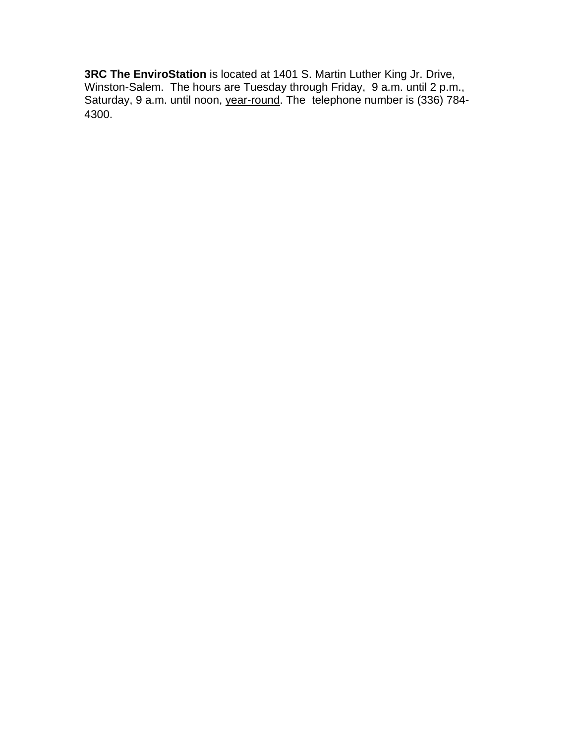**3RC The EnviroStation** is located at 1401 S. Martin Luther King Jr. Drive, Winston-Salem. The hours are Tuesday through Friday, 9 a.m. until 2 p.m., Saturday, 9 a.m. until noon, <u>year-round</u>. The telephone number is (336) 784-4300.